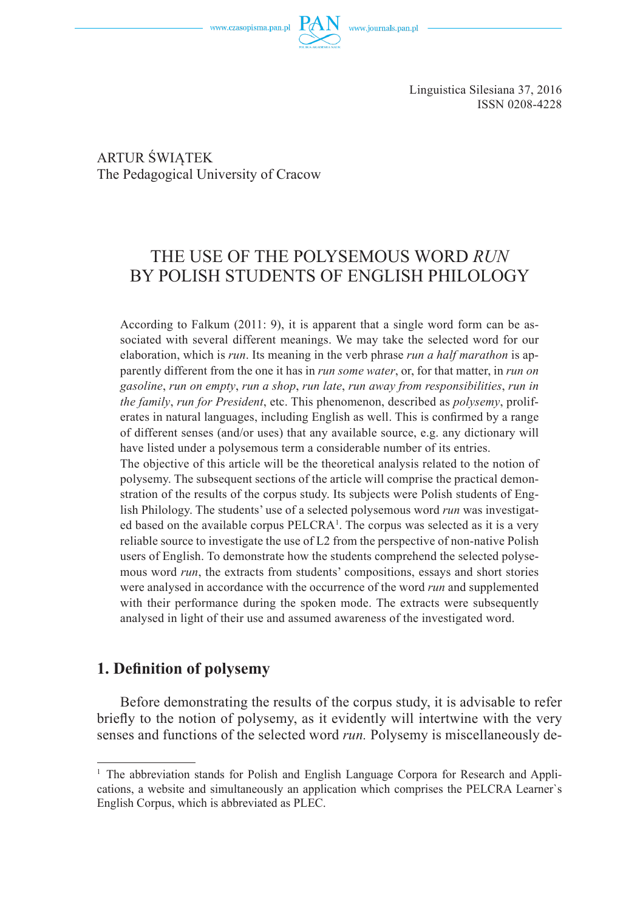ARTUR ŚWIĄTEK
The Pedagogical University of Cracow

# THE USE OF THE POLYSEMOUS WORD *RUN* BY POLISH STUDENTS OF ENGLISH PHILOLOGY

According to Falkum (2011: 9), it is apparent that a single word form can be associated with several different meanings. We may take the selected word for our elaboration, which is *run*. Its meaning in the verb phrase *run a half marathon* is apparently different from the one it has in *run some water*, or, for that matter, in *run on gasoline*, *run on empty*, *run a shop*, *run late*, *run away from responsibilities*, *run in the family*, *run for President*, etc. This phenomenon, described as *polysemy*, proliferates in natural languages, including English as well. This is confirmed by a range of different senses (and/or uses) that any available source, e.g. any dictionary will have listed under a polysemous term a considerable number of its entries.

The objective of this article will be the theoretical analysis related to the notion of polysemy. The subsequent sections of the article will comprise the practical demonstration of the results of the corpus study. Its subjects were Polish students of English Philology. The students' use of a selected polysemous word *run* was investigated based on the available corpus PELCRA[1]. The corpus was selected as it is a very reliable source to investigate the use of L2 from the perspective of non-native Polish users of English. To demonstrate how the students comprehend the selected polysemous word *run*, the extracts from students' compositions, essays and short stories were analysed in accordance with the occurrence of the word *run* and supplemented with their performance during the spoken mode. The extracts were subsequently analysed in light of their use and assumed awareness of the investigated word.

## 1. Definition of polysemy

Before demonstrating the results of the corpus study, it is advisable to refer briefly to the notion of polysemy, as it evidently will intertwine with the very senses and functions of the selected word *run*. Polysemy is miscellaneously de-

[1] The abbreviation stands for Polish and English Language Corpora for Research and Applications, a website and simultaneously an application which comprises the PELCRA Learner`s English Corpus, which is abbreviated as PLEC.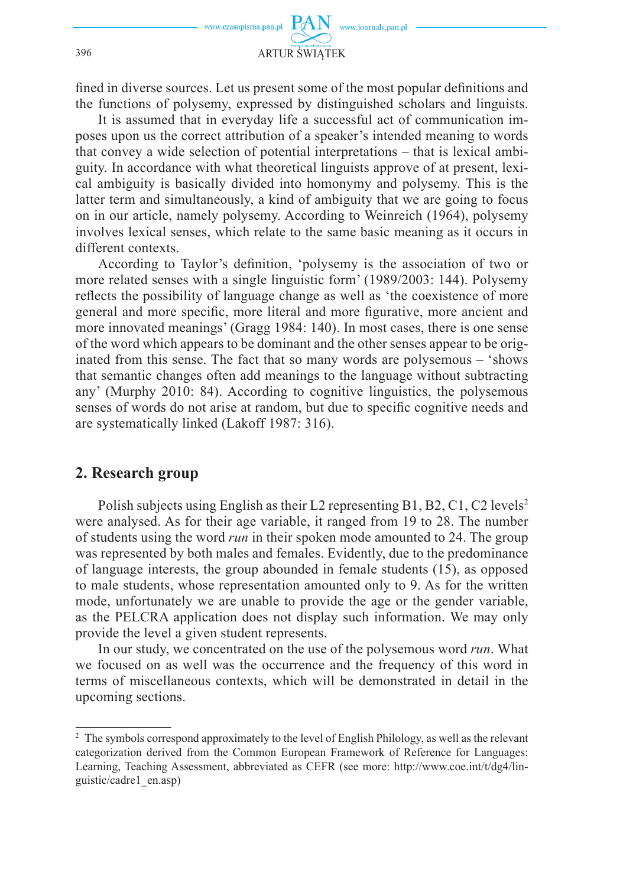fined in diverse sources. Let us present some of the most popular definitions and the functions of polysemy, expressed by distinguished scholars and linguists.

It is assumed that in everyday life a successful act of communication imposes upon us the correct attribution of a speaker's intended meaning to words that convey a wide selection of potential interpretations – that is lexical ambiguity. In accordance with what theoretical linguists approve of at present, lexical ambiguity is basically divided into homonymy and polysemy. This is the latter term and simultaneously, a kind of ambiguity that we are going to focus on in our article, namely polysemy. According to Weinreich (1964), polysemy involves lexical senses, which relate to the same basic meaning as it occurs in different contexts.

According to Taylor's definition, 'polysemy is the association of two or more related senses with a single linguistic form' (1989/2003: 144). Polysemy reflects the possibility of language change as well as 'the coexistence of more general and more specific, more literal and more figurative, more ancient and more innovated meanings' (Gragg 1984: 140). In most cases, there is one sense of the word which appears to be dominant and the other senses appear to be originated from this sense. The fact that so many words are polysemous – 'shows that semantic changes often add meanings to the language without subtracting any' (Murphy 2010: 84). According to cognitive linguistics, the polysemous senses of words do not arise at random, but due to specific cognitive needs and are systematically linked (Lakoff 1987: 316).

## 2. Research group

Polish subjects using English as their L2 representing B1, B2, C1, C2 levels[2] were analysed. As for their age variable, it ranged from 19 to 28. The number of students using the word *run* in their spoken mode amounted to 24. The group was represented by both males and females. Evidently, due to the predominance of language interests, the group abounded in female students (15), as opposed to male students, whose representation amounted only to 9. As for the written mode, unfortunately we are unable to provide the age or the gender variable, as the PELCRA application does not display such information. We may only provide the level a given student represents.

In our study, we concentrated on the use of the polysemous word *run*. What we focused on as well was the occurrence and the frequency of this word in terms of miscellaneous contexts, which will be demonstrated in detail in the upcoming sections.

---

[2] The symbols correspond approximately to the level of English Philology, as well as the relevant categorization derived from the Common European Framework of Reference for Languages: Learning, Teaching Assessment, abbreviated as CEFR (see more: http://www.coe.int/t/dg4/linguistic/cadre1_en.asp)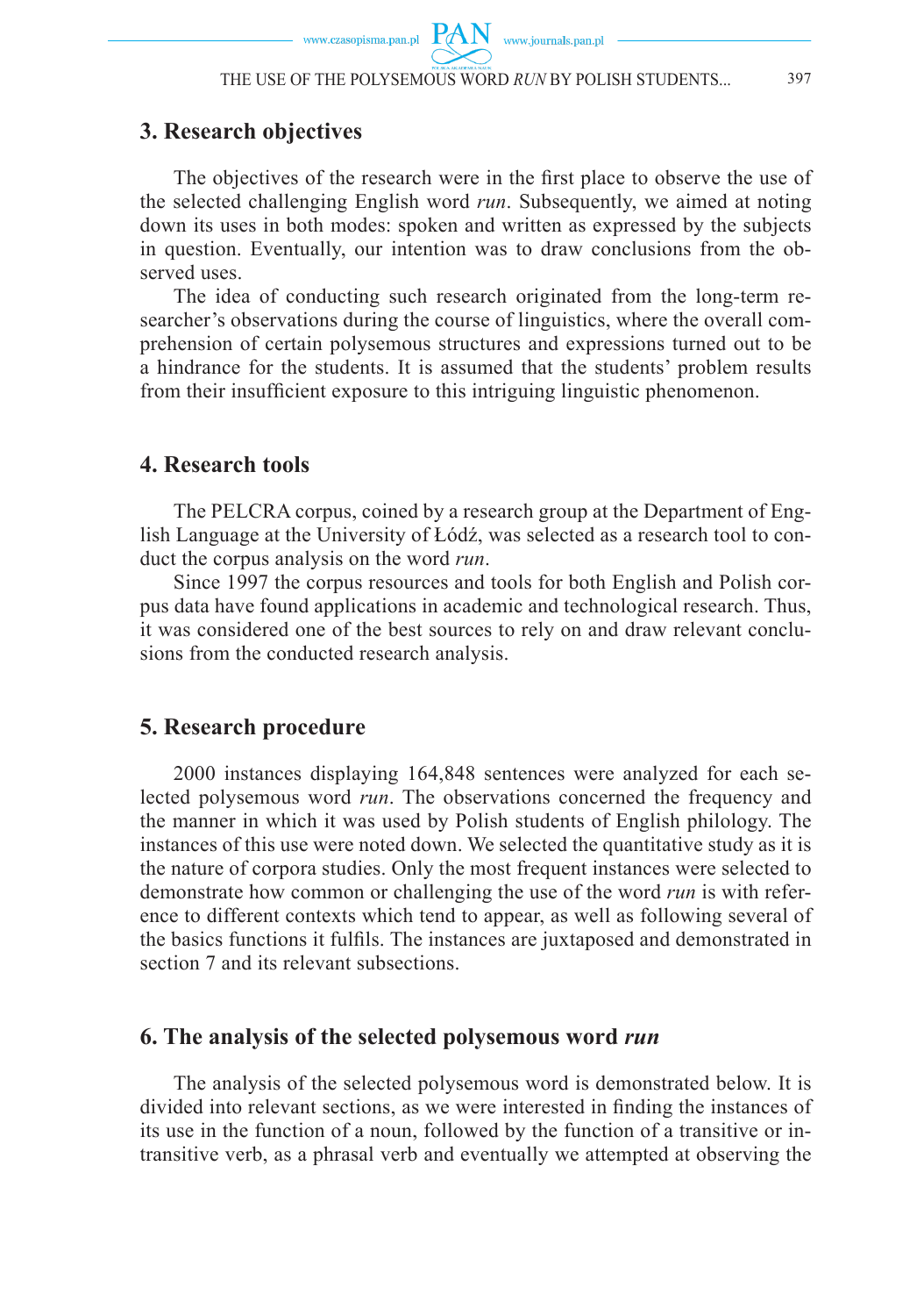## 3. Research objectives

The objectives of the research were in the first place to observe the use of the selected challenging English word *run*. Subsequently, we aimed at noting down its uses in both modes: spoken and written as expressed by the subjects in question. Eventually, our intention was to draw conclusions from the observed uses.

The idea of conducting such research originated from the long-term researcher's observations during the course of linguistics, where the overall comprehension of certain polysemous structures and expressions turned out to be a hindrance for the students. It is assumed that the students' problem results from their insufficient exposure to this intriguing linguistic phenomenon.

## 4. Research tools

The PELCRA corpus, coined by a research group at the Department of English Language at the University of Łódź, was selected as a research tool to conduct the corpus analysis on the word *run*.

Since 1997 the corpus resources and tools for both English and Polish corpus data have found applications in academic and technological research. Thus, it was considered one of the best sources to rely on and draw relevant conclusions from the conducted research analysis.

## 5. Research procedure

2000 instances displaying 164,848 sentences were analyzed for each selected polysemous word *run*. The observations concerned the frequency and the manner in which it was used by Polish students of English philology. The instances of this use were noted down. We selected the quantitative study as it is the nature of corpora studies. Only the most frequent instances were selected to demonstrate how common or challenging the use of the word *run* is with reference to different contexts which tend to appear, as well as following several of the basics functions it fulfils. The instances are juxtaposed and demonstrated in section 7 and its relevant subsections.

## 6. The analysis of the selected polysemous word *run*

The analysis of the selected polysemous word is demonstrated below. It is divided into relevant sections, as we were interested in finding the instances of its use in the function of a noun, followed by the function of a transitive or intransitive verb, as a phrasal verb and eventually we attempted at observing the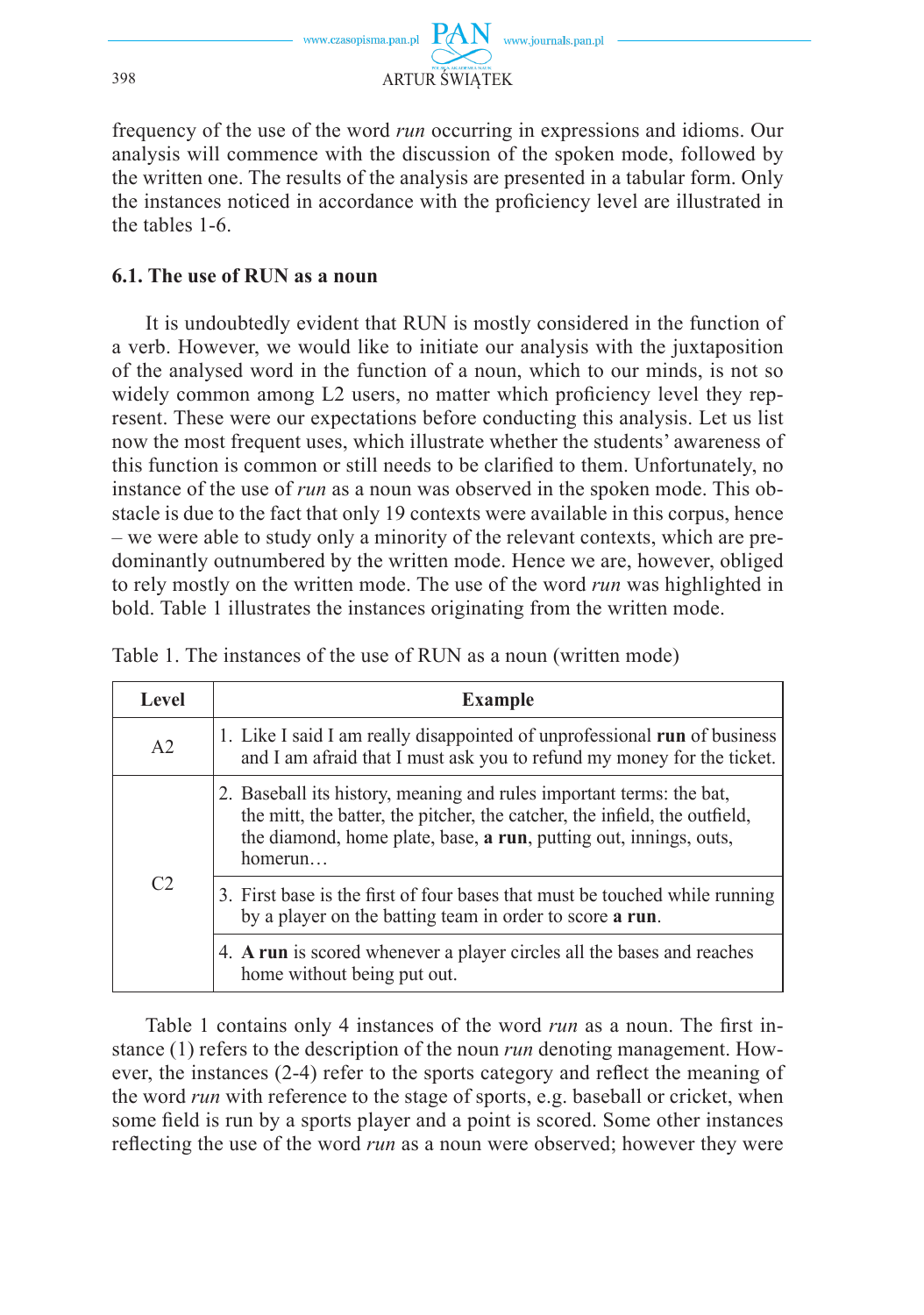frequency of the use of the word *run* occurring in expressions and idioms. Our analysis will commence with the discussion of the spoken mode, followed by the written one. The results of the analysis are presented in a tabular form. Only the instances noticed in accordance with the proficiency level are illustrated in the tables 1-6.

### 6.1. The use of RUN as a noun

It is undoubtedly evident that RUN is mostly considered in the function of a verb. However, we would like to initiate our analysis with the juxtaposition of the analysed word in the function of a noun, which to our minds, is not so widely common among L2 users, no matter which proficiency level they represent. These were our expectations before conducting this analysis. Let us list now the most frequent uses, which illustrate whether the students' awareness of this function is common or still needs to be clarified to them. Unfortunately, no instance of the use of *run* as a noun was observed in the spoken mode. This obstacle is due to the fact that only 19 contexts were available in this corpus, hence – we were able to study only a minority of the relevant contexts, which are predominantly outnumbered by the written mode. Hence we are, however, obliged to rely mostly on the written mode. The use of the word *run* was highlighted in bold. Table 1 illustrates the instances originating from the written mode.

Table 1. The instances of the use of RUN as a noun (written mode)

| Level | Example |
|---|---|
| A2 | 1. Like I said I am really disappointed of unprofessional **run** of business and I am afraid that I must ask you to refund my money for the ticket. |
| C2 | 2. Baseball its history, meaning and rules important terms: the bat, the mitt, the batter, the pitcher, the catcher, the infield, the outfield, the diamond, home plate, base, **a run**, putting out, innings, outs, homerun… |
| | 3. First base is the first of four bases that must be touched while running by a player on the batting team in order to score **a run**. |
| | 4. **A run** is scored whenever a player circles all the bases and reaches home without being put out. |

Table 1 contains only 4 instances of the word *run* as a noun. The first instance (1) refers to the description of the noun *run* denoting management. However, the instances (2-4) refer to the sports category and reflect the meaning of the word *run* with reference to the stage of sports, e.g. baseball or cricket, when some field is run by a sports player and a point is scored. Some other instances reflecting the use of the word *run* as a noun were observed; however they were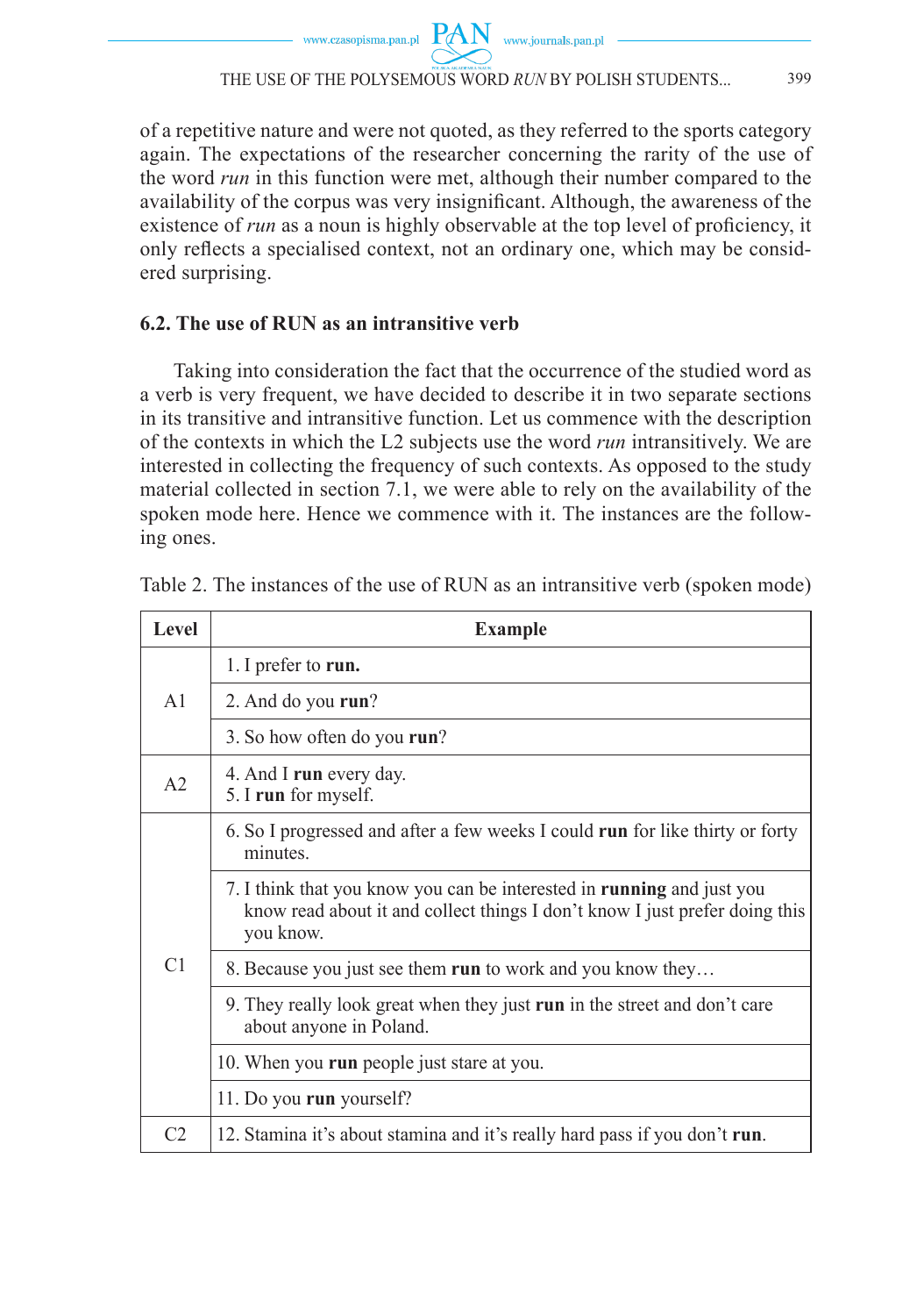of a repetitive nature and were not quoted, as they referred to the sports category again. The expectations of the researcher concerning the rarity of the use of the word *run* in this function were met, although their number compared to the availability of the corpus was very insignificant. Although, the awareness of the existence of *run* as a noun is highly observable at the top level of proficiency, it only reflects a specialised context, not an ordinary one, which may be considered surprising.

### 6.2. The use of RUN as an intransitive verb

Taking into consideration the fact that the occurrence of the studied word as a verb is very frequent, we have decided to describe it in two separate sections in its transitive and intransitive function. Let us commence with the description of the contexts in which the L2 subjects use the word *run* intransitively. We are interested in collecting the frequency of such contexts. As opposed to the study material collected in section 7.1, we were able to rely on the availability of the spoken mode here. Hence we commence with it. The instances are the following ones.

Table 2. The instances of the use of RUN as an intransitive verb (spoken mode)

| Level | Example |
|---|---|
| A1 | 1. I prefer to **run.** |
| | 2. And do you **run**? |
| | 3. So how often do you **run**? |
| A2 | 4. And I **run** every day.<br>5. I **run** for myself. |
| C1 | 6. So I progressed and after a few weeks I could **run** for like thirty or forty minutes. |
| | 7. I think that you know you can be interested in **running** and just you know read about it and collect things I don't know I just prefer doing this you know. |
| | 8. Because you just see them **run** to work and you know they… |
| | 9. They really look great when they just **run** in the street and don't care about anyone in Poland. |
| | 10. When you **run** people just stare at you. |
| | 11. Do you **run** yourself? |
| C2 | 12. Stamina it's about stamina and it's really hard pass if you don't **run**. |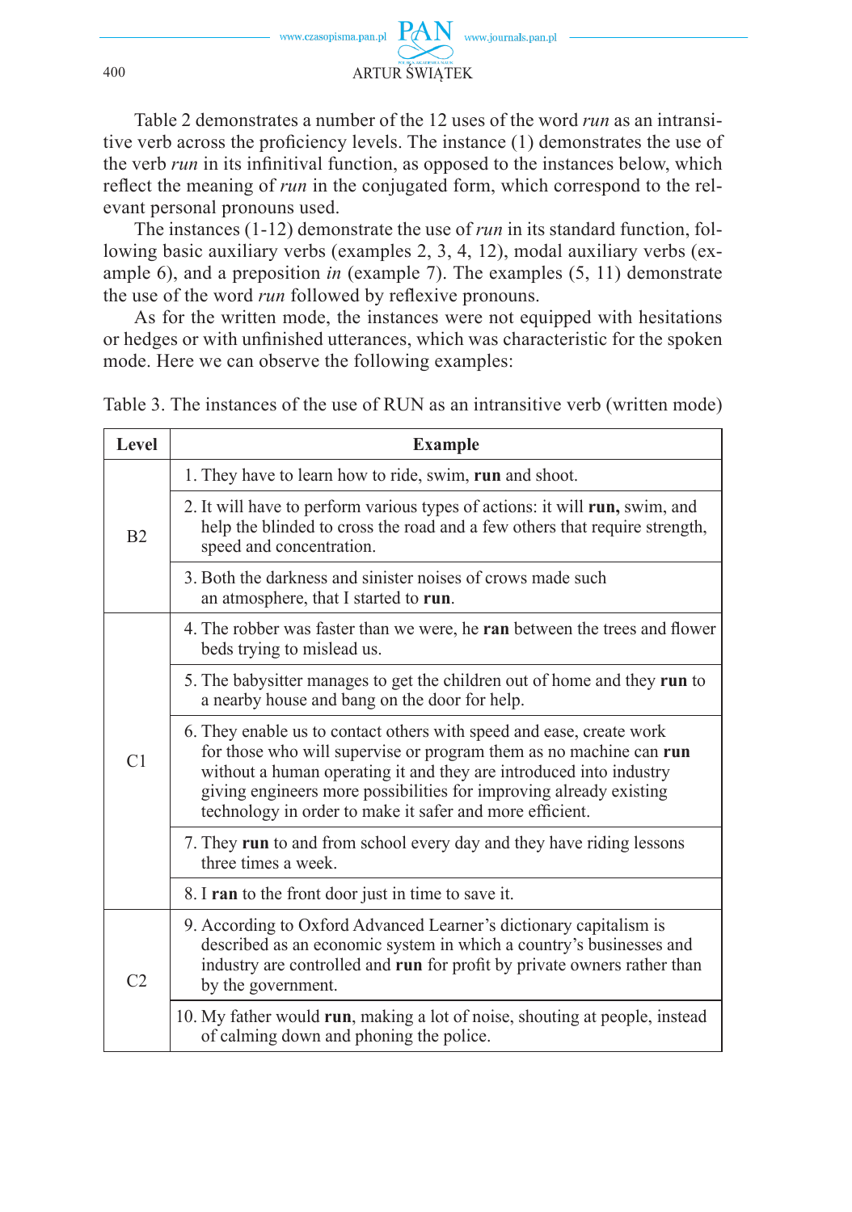Table 2 demonstrates a number of the 12 uses of the word *run* as an intransitive verb across the proficiency levels. The instance (1) demonstrates the use of the verb *run* in its infinitival function, as opposed to the instances below, which reflect the meaning of *run* in the conjugated form, which correspond to the relevant personal pronouns used.

The instances (1-12) demonstrate the use of *run* in its standard function, following basic auxiliary verbs (examples 2, 3, 4, 12), modal auxiliary verbs (example 6), and a preposition *in* (example 7). The examples (5, 11) demonstrate the use of the word *run* followed by reflexive pronouns.

As for the written mode, the instances were not equipped with hesitations or hedges or with unfinished utterances, which was characteristic for the spoken mode. Here we can observe the following examples:

Table 3. The instances of the use of RUN as an intransitive verb (written mode)

| Level | Example |
|---|---|
| B2 | 1. They have to learn how to ride, swim, **run** and shoot. |
| | 2. It will have to perform various types of actions: it will **run,** swim, and help the blinded to cross the road and a few others that require strength, speed and concentration. |
| | 3. Both the darkness and sinister noises of crows made such an atmosphere, that I started to **run**. |
| C1 | 4. The robber was faster than we were, he **ran** between the trees and flower beds trying to mislead us. |
| | 5. The babysitter manages to get the children out of home and they **run** to a nearby house and bang on the door for help. |
| | 6. They enable us to contact others with speed and ease, create work for those who will supervise or program them as no machine can **run** without a human operating it and they are introduced into industry giving engineers more possibilities for improving already existing technology in order to make it safer and more efficient. |
| | 7. They **run** to and from school every day and they have riding lessons three times a week. |
| | 8. I **ran** to the front door just in time to save it. |
| C2 | 9. According to Oxford Advanced Learner's dictionary capitalism is described as an economic system in which a country's businesses and industry are controlled and **run** for profit by private owners rather than by the government. |
| | 10. My father would **run**, making a lot of noise, shouting at people, instead of calming down and phoning the police. |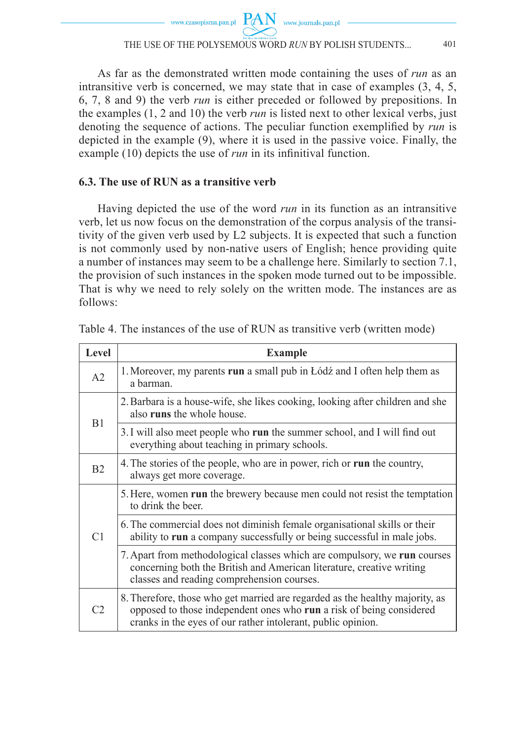As far as the demonstrated written mode containing the uses of *run* as an intransitive verb is concerned, we may state that in case of examples (3, 4, 5, 6, 7, 8 and 9) the verb *run* is either preceded or followed by prepositions. In the examples (1, 2 and 10) the verb *run* is listed next to other lexical verbs, just denoting the sequence of actions. The peculiar function exemplified by *run* is depicted in the example (9), where it is used in the passive voice. Finally, the example (10) depicts the use of *run* in its infinitival function.

### 6.3. The use of RUN as a transitive verb

Having depicted the use of the word *run* in its function as an intransitive verb, let us now focus on the demonstration of the corpus analysis of the transitivity of the given verb used by L2 subjects. It is expected that such a function is not commonly used by non-native users of English; hence providing quite a number of instances may seem to be a challenge here. Similarly to section 7.1, the provision of such instances in the spoken mode turned out to be impossible. That is why we need to rely solely on the written mode. The instances are as follows:

Table 4. The instances of the use of RUN as transitive verb (written mode)

| Level | Example |
|---|---|
| A2 | 1. Moreover, my parents **run** a small pub in Łódź and I often help them as a barman. |
| B1 | 2. Barbara is a house-wife, she likes cooking, looking after children and she also **runs** the whole house. |
| | 3. I will also meet people who **run** the summer school, and I will find out everything about teaching in primary schools. |
| B2 | 4. The stories of the people, who are in power, rich or **run** the country, always get more coverage. |
| C1 | 5. Here, women **run** the brewery because men could not resist the temptation to drink the beer. |
| | 6. The commercial does not diminish female organisational skills or their ability to **run** a company successfully or being successful in male jobs. |
| | 7. Apart from methodological classes which are compulsory, we **run** courses concerning both the British and American literature, creative writing classes and reading comprehension courses. |
| C2 | 8. Therefore, those who get married are regarded as the healthy majority, as opposed to those independent ones who **run** a risk of being considered cranks in the eyes of our rather intolerant, public opinion. |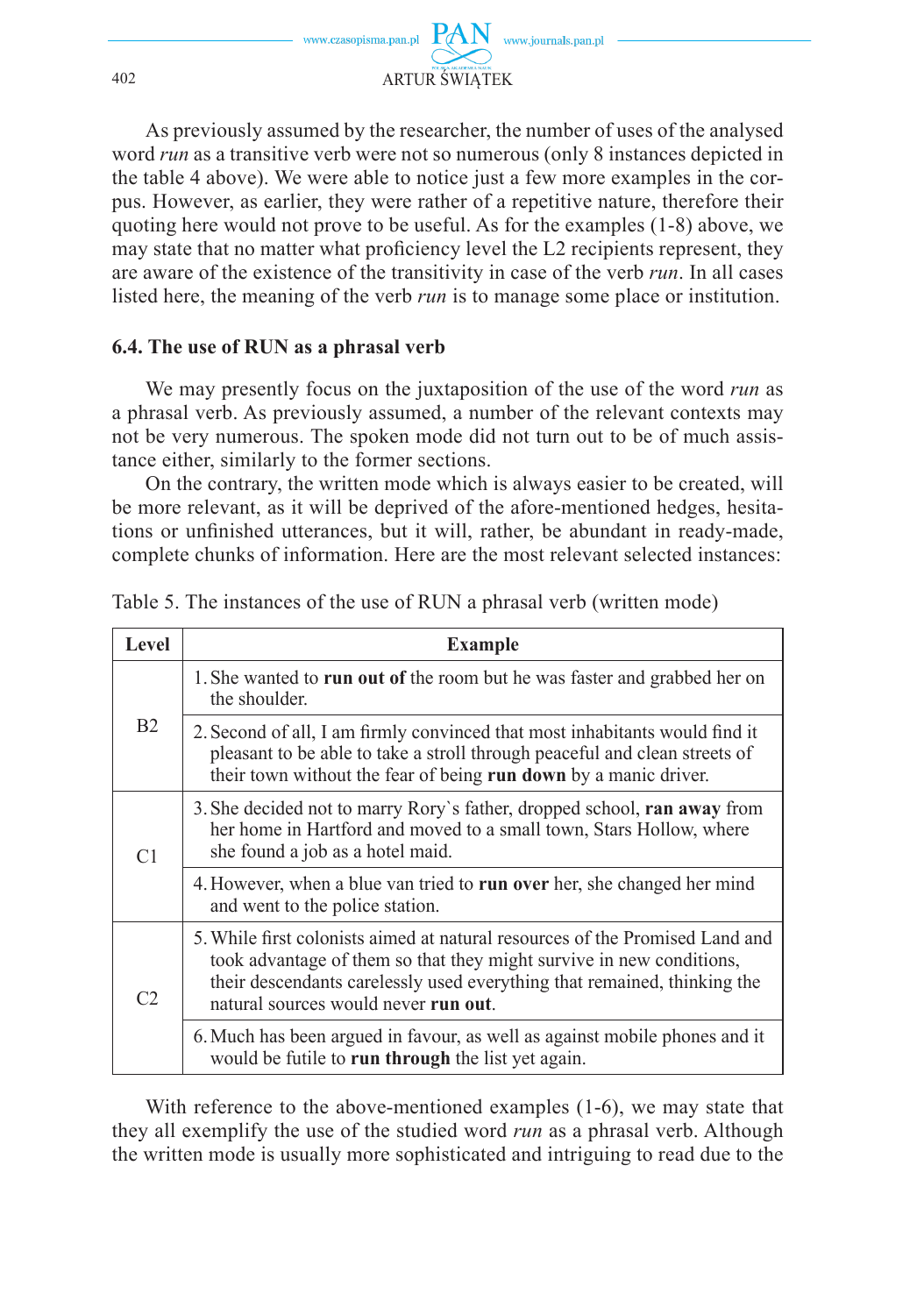As previously assumed by the researcher, the number of uses of the analysed word *run* as a transitive verb were not so numerous (only 8 instances depicted in the table 4 above). We were able to notice just a few more examples in the corpus. However, as earlier, they were rather of a repetitive nature, therefore their quoting here would not prove to be useful. As for the examples (1-8) above, we may state that no matter what proficiency level the L2 recipients represent, they are aware of the existence of the transitivity in case of the verb *run*. In all cases listed here, the meaning of the verb *run* is to manage some place or institution.

### 6.4. The use of RUN as a phrasal verb

We may presently focus on the juxtaposition of the use of the word *run* as a phrasal verb. As previously assumed, a number of the relevant contexts may not be very numerous. The spoken mode did not turn out to be of much assistance either, similarly to the former sections.

On the contrary, the written mode which is always easier to be created, will be more relevant, as it will be deprived of the afore-mentioned hedges, hesitations or unfinished utterances, but it will, rather, be abundant in ready-made, complete chunks of information. Here are the most relevant selected instances:

Table 5. The instances of the use of RUN a phrasal verb (written mode)

| Level | Example |
|---|---|
| B2 | 1. She wanted to **run out of** the room but he was faster and grabbed her on the shoulder. |
| | 2. Second of all, I am firmly convinced that most inhabitants would find it pleasant to be able to take a stroll through peaceful and clean streets of their town without the fear of being **run down** by a manic driver. |
| C1 | 3. She decided not to marry Rory`s father, dropped school, **ran away** from her home in Hartford and moved to a small town, Stars Hollow, where she found a job as a hotel maid. |
| | 4. However, when a blue van tried to **run over** her, she changed her mind and went to the police station. |
| C2 | 5. While first colonists aimed at natural resources of the Promised Land and took advantage of them so that they might survive in new conditions, their descendants carelessly used everything that remained, thinking the natural sources would never **run out**. |
| | 6. Much has been argued in favour, as well as against mobile phones and it would be futile to **run through** the list yet again. |

With reference to the above-mentioned examples (1-6), we may state that they all exemplify the use of the studied word *run* as a phrasal verb. Although the written mode is usually more sophisticated and intriguing to read due to the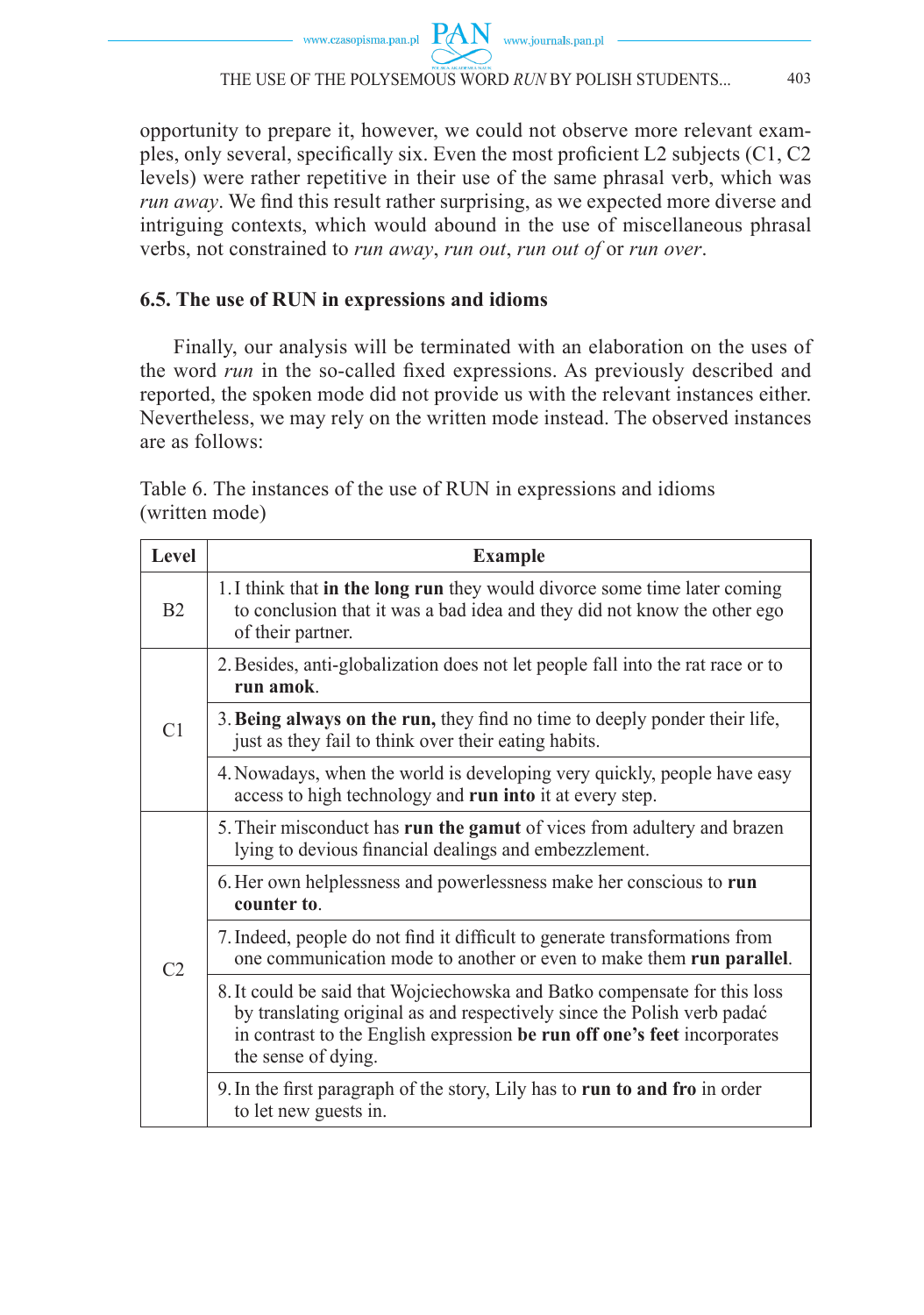opportunity to prepare it, however, we could not observe more relevant examples, only several, specifically six. Even the most proficient L2 subjects (C1, C2 levels) were rather repetitive in their use of the same phrasal verb, which was *run away*. We find this result rather surprising, as we expected more diverse and intriguing contexts, which would abound in the use of miscellaneous phrasal verbs, not constrained to *run away*, *run out*, *run out of* or *run over*.

### 6.5. The use of RUN in expressions and idioms

Finally, our analysis will be terminated with an elaboration on the uses of the word *run* in the so-called fixed expressions. As previously described and reported, the spoken mode did not provide us with the relevant instances either. Nevertheless, we may rely on the written mode instead. The observed instances are as follows:

Table 6. The instances of the use of RUN in expressions and idioms (written mode)

| Level | Example |
|---|---|
| B2 | 1. I think that **in the long run** they would divorce some time later coming to conclusion that it was a bad idea and they did not know the other ego of their partner. |
| C1 | 2. Besides, anti-globalization does not let people fall into the rat race or to **run amok**. |
| | 3. **Being always on the run,** they find no time to deeply ponder their life, just as they fail to think over their eating habits. |
| | 4. Nowadays, when the world is developing very quickly, people have easy access to high technology and **run into** it at every step. |
| C2 | 5. Their misconduct has **run the gamut** of vices from adultery and brazen lying to devious financial dealings and embezzlement. |
| | 6. Her own helplessness and powerlessness make her conscious to **run counter to**. |
| | 7. Indeed, people do not find it difficult to generate transformations from one communication mode to another or even to make them **run parallel**. |
| | 8. It could be said that Wojciechowska and Batko compensate for this loss by translating original as and respectively since the Polish verb padać in contrast to the English expression **be run off one's feet** incorporates the sense of dying. |
| | 9. In the first paragraph of the story, Lily has to **run to and fro** in order to let new guests in. |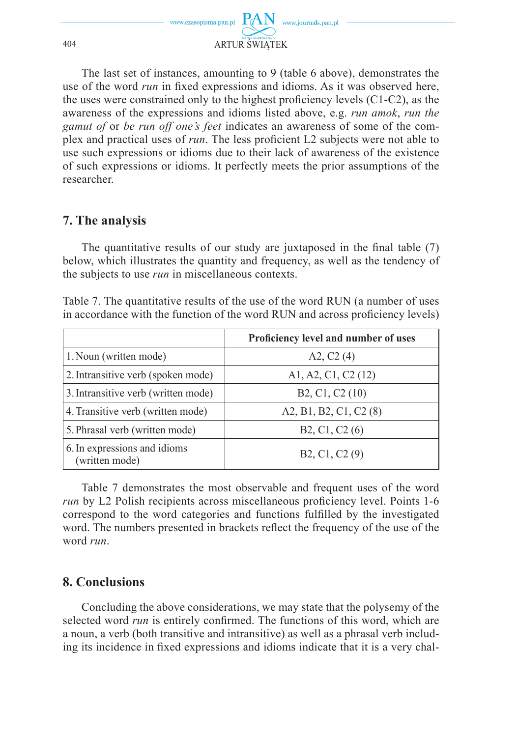The last set of instances, amounting to 9 (table 6 above), demonstrates the use of the word *run* in fixed expressions and idioms. As it was observed here, the uses were constrained only to the highest proficiency levels (C1-C2), as the awareness of the expressions and idioms listed above, e.g. *run amok*, *run the gamut of* or *be run off one's feet* indicates an awareness of some of the complex and practical uses of *run*. The less proficient L2 subjects were not able to use such expressions or idioms due to their lack of awareness of the existence of such expressions or idioms. It perfectly meets the prior assumptions of the researcher.

## 7. The analysis

The quantitative results of our study are juxtaposed in the final table (7) below, which illustrates the quantity and frequency, as well as the tendency of the subjects to use *run* in miscellaneous contexts.

Table 7. The quantitative results of the use of the word RUN (a number of uses in accordance with the function of the word RUN and across proficiency levels)

| | **Proficiency level and number of uses** |
|---|---|
| 1. Noun (written mode) | A2, C2 (4) |
| 2. Intransitive verb (spoken mode) | A1, A2, C1, C2 (12) |
| 3. Intransitive verb (written mode) | B2, C1, C2 (10) |
| 4. Transitive verb (written mode) | A2, B1, B2, C1, C2 (8) |
| 5. Phrasal verb (written mode) | B2, C1, C2 (6) |
| 6. In expressions and idioms (written mode) | B2, C1, C2 (9) |

Table 7 demonstrates the most observable and frequent uses of the word *run* by L2 Polish recipients across miscellaneous proficiency level. Points 1-6 correspond to the word categories and functions fulfilled by the investigated word. The numbers presented in brackets reflect the frequency of the use of the word *run*.

## 8. Conclusions

Concluding the above considerations, we may state that the polysemy of the selected word *run* is entirely confirmed. The functions of this word, which are a noun, a verb (both transitive and intransitive) as well as a phrasal verb including its incidence in fixed expressions and idioms indicate that it is a very chal-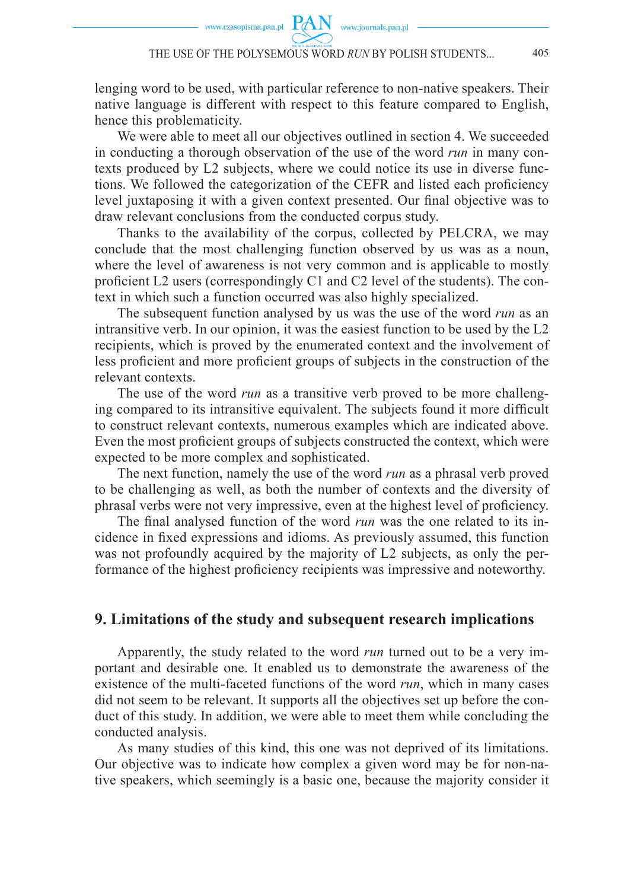lenging word to be used, with particular reference to non-native speakers. Their native language is different with respect to this feature compared to English, hence this problematicity.

We were able to meet all our objectives outlined in section 4. We succeeded in conducting a thorough observation of the use of the word *run* in many contexts produced by L2 subjects, where we could notice its use in diverse functions. We followed the categorization of the CEFR and listed each proficiency level juxtaposing it with a given context presented. Our final objective was to draw relevant conclusions from the conducted corpus study.

Thanks to the availability of the corpus, collected by PELCRA, we may conclude that the most challenging function observed by us was as a noun, where the level of awareness is not very common and is applicable to mostly proficient L2 users (correspondingly C1 and C2 level of the students). The context in which such a function occurred was also highly specialized.

The subsequent function analysed by us was the use of the word *run* as an intransitive verb. In our opinion, it was the easiest function to be used by the L2 recipients, which is proved by the enumerated context and the involvement of less proficient and more proficient groups of subjects in the construction of the relevant contexts.

The use of the word *run* as a transitive verb proved to be more challenging compared to its intransitive equivalent. The subjects found it more difficult to construct relevant contexts, numerous examples which are indicated above. Even the most proficient groups of subjects constructed the context, which were expected to be more complex and sophisticated.

The next function, namely the use of the word *run* as a phrasal verb proved to be challenging as well, as both the number of contexts and the diversity of phrasal verbs were not very impressive, even at the highest level of proficiency.

The final analysed function of the word *run* was the one related to its incidence in fixed expressions and idioms. As previously assumed, this function was not profoundly acquired by the majority of L2 subjects, as only the performance of the highest proficiency recipients was impressive and noteworthy.

## 9. Limitations of the study and subsequent research implications

Apparently, the study related to the word *run* turned out to be a very important and desirable one. It enabled us to demonstrate the awareness of the existence of the multi-faceted functions of the word *run*, which in many cases did not seem to be relevant. It supports all the objectives set up before the conduct of this study. In addition, we were able to meet them while concluding the conducted analysis.

As many studies of this kind, this one was not deprived of its limitations. Our objective was to indicate how complex a given word may be for non-native speakers, which seemingly is a basic one, because the majority consider it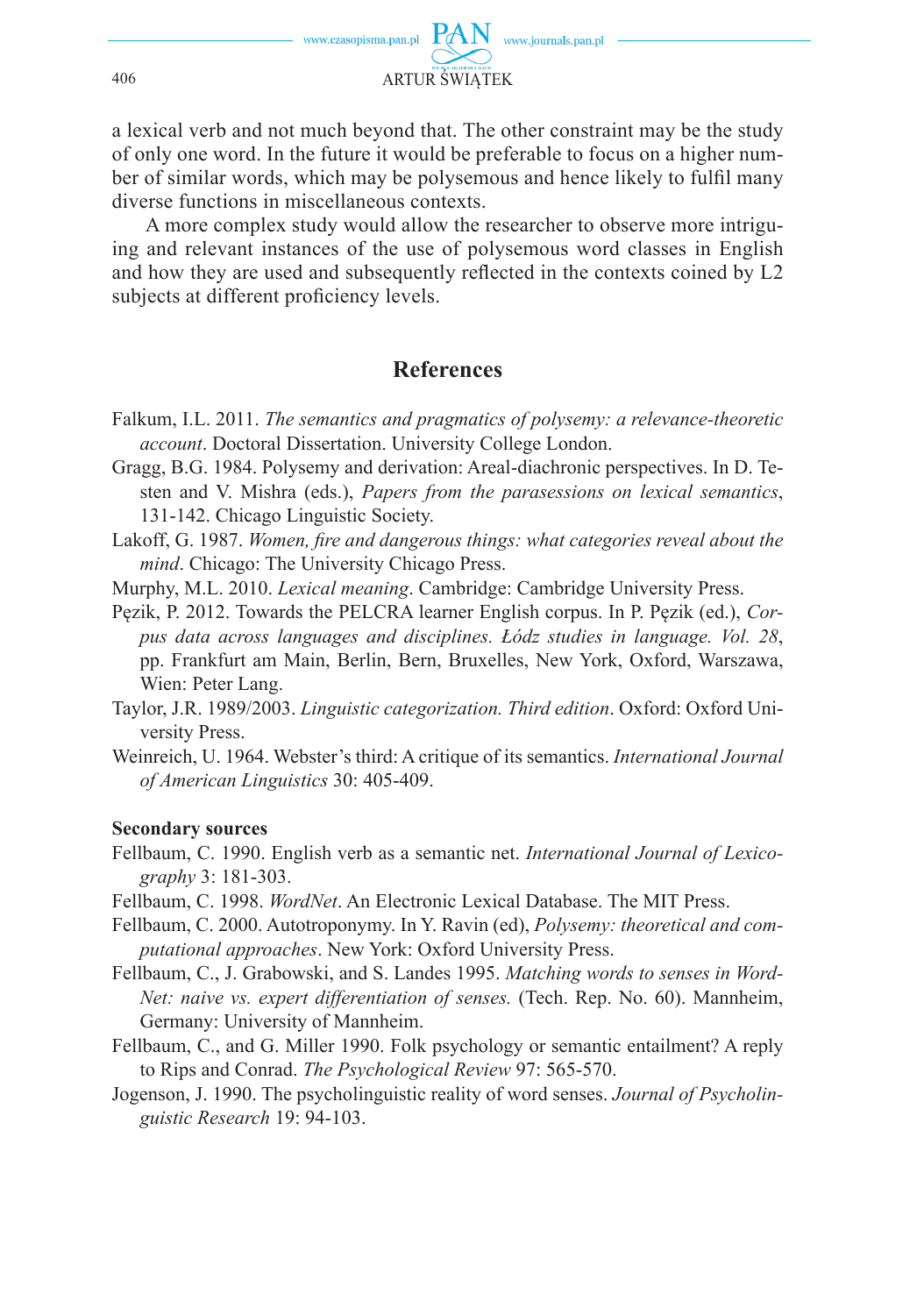a lexical verb and not much beyond that. The other constraint may be the study of only one word. In the future it would be preferable to focus on a higher number of similar words, which may be polysemous and hence likely to fulfil many diverse functions in miscellaneous contexts.

A more complex study would allow the researcher to observe more intriguing and relevant instances of the use of polysemous word classes in English and how they are used and subsequently reflected in the contexts coined by L2 subjects at different proficiency levels.

## References

Falkum, I.L. 2011. *The semantics and pragmatics of polysemy: a relevance-theoretic account*. Doctoral Dissertation. University College London.

Gragg, B.G. 1984. Polysemy and derivation: Areal-diachronic perspectives. In D. Testen and V. Mishra (eds.), *Papers from the parasessions on lexical semantics*, 131-142. Chicago Linguistic Society.

Lakoff, G. 1987. *Women, fire and dangerous things: what categories reveal about the mind*. Chicago: The University Chicago Press.

Murphy, M.L. 2010. *Lexical meaning*. Cambridge: Cambridge University Press.

Pęzik, P. 2012. Towards the PELCRA learner English corpus. In P. Pęzik (ed.), *Corpus data across languages and disciplines. Łódz studies in language. Vol. 28*, pp. Frankfurt am Main, Berlin, Bern, Bruxelles, New York, Oxford, Warszawa, Wien: Peter Lang.

Taylor, J.R. 1989/2003. *Linguistic categorization. Third edition*. Oxford: Oxford University Press.

Weinreich, U. 1964. Webster's third: A critique of its semantics. *International Journal of American Linguistics* 30: 405-409.

**Secondary sources**

Fellbaum, C. 1990. English verb as a semantic net. *International Journal of Lexicography* 3: 181-303.

Fellbaum, C. 1998. *WordNet*. An Electronic Lexical Database. The MIT Press.

Fellbaum, C. 2000. Autotroponymy. In Y. Ravin (ed), *Polysemy: theoretical and computational approaches*. New York: Oxford University Press.

Fellbaum, C., J. Grabowski, and S. Landes 1995. *Matching words to senses in WordNet: naive vs. expert differentiation of senses.* (Tech. Rep. No. 60). Mannheim, Germany: University of Mannheim.

Fellbaum, C., and G. Miller 1990. Folk psychology or semantic entailment? A reply to Rips and Conrad. *The Psychological Review* 97: 565-570.

Jogenson, J. 1990. The psycholinguistic reality of word senses. *Journal of Psycholinguistic Research* 19: 94-103.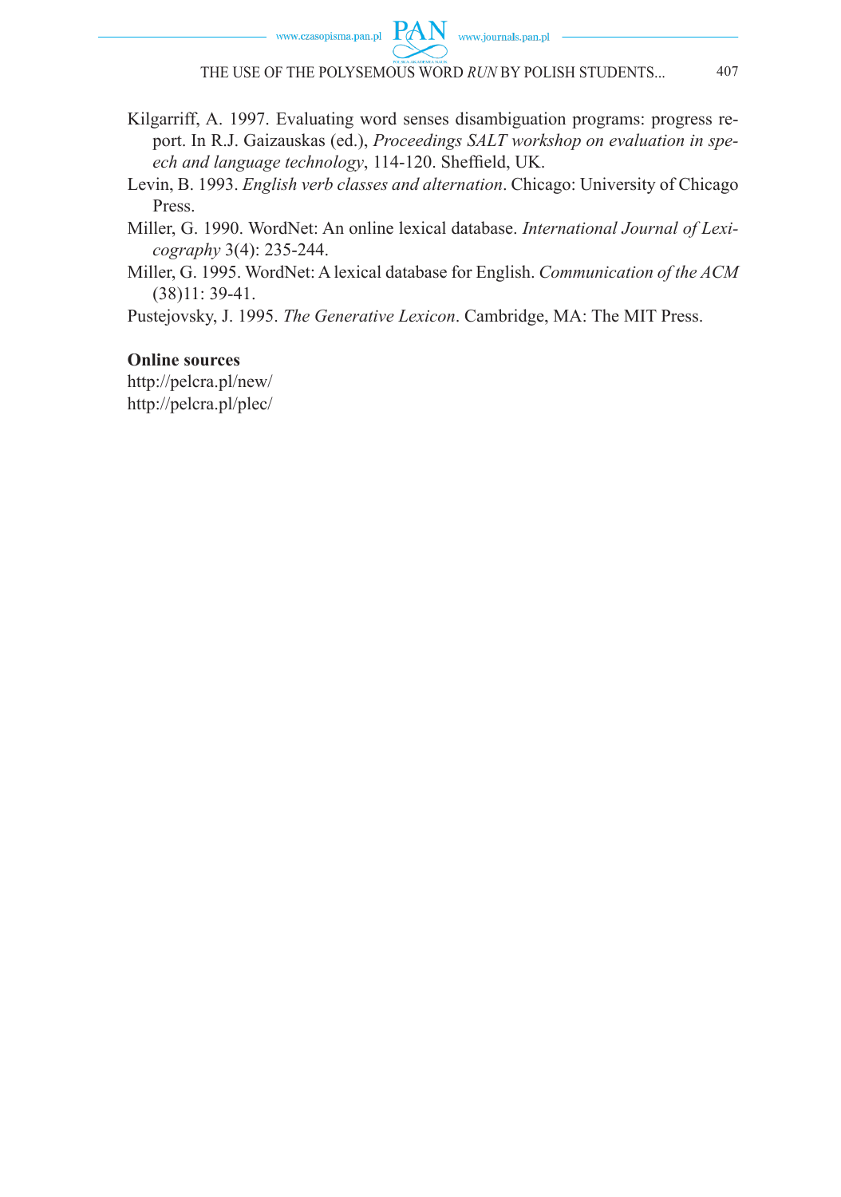Kilgarriff, A. 1997. Evaluating word senses disambiguation programs: progress report. In R.J. Gaizauskas (ed.), *Proceedings SALT workshop on evaluation in speech and language technology*, 114-120. Sheffield, UK.

Levin, B. 1993. *English verb classes and alternation*. Chicago: University of Chicago Press.

Miller, G. 1990. WordNet: An online lexical database. *International Journal of Lexicography* 3(4): 235-244.

Miller, G. 1995. WordNet: A lexical database for English. *Communication of the ACM* (38)11: 39-41.

Pustejovsky, J. 1995. *The Generative Lexicon*. Cambridge, MA: The MIT Press.

**Online sources**

http://pelcra.pl/new/

http://pelcra.pl/plec/